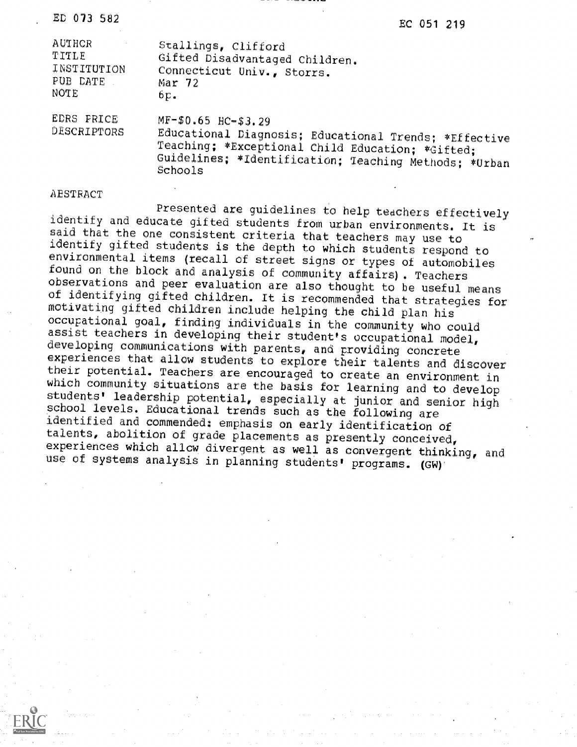ED 073 582

EC 051 219

| | |
|---|---|
| AUTHOR | Stallings, Clifford |
| TITLE | Gifted Disadvantaged Children. |
| INSTITUTION | Connecticut Univ., Storrs. |
| PUB DATE | Mar 72 |
| NOTE | 6p. |
| EDRS PRICE | MF-$0.65 HC-$3.29 |
| DESCRIPTORS | Educational Diagnosis; Educational Trends; *Effective Teaching; *Exceptional Child Education; *Gifted; Guidelines; *Identification; Teaching Methods; *Urban Schools |

ABSTRACT

Presented are guidelines to help teachers effectively identify and educate gifted students from urban environments. It is said that the one consistent criteria that teachers may use to identify gifted students is the depth to which students respond to environmental items (recall of street signs or types of automobiles found on the block and analysis of community affairs). Teachers observations and peer evaluation are also thought to be useful means of identifying gifted children. It is recommended that strategies for motivating gifted children include helping the child plan his occupational goal, finding individuals in the community who could assist teachers in developing their student's occupational model, developing communications with parents, and providing concrete experiences that allow students to explore their talents and discover their potential. Teachers are encouraged to create an environment in which community situations are the basis for learning and to develop students' leadership potential, especially at junior and senior high school levels. Educational trends such as the following are identified and commended: emphasis on early identification of talents, abolition of grade placements as presently conceived, experiences which allow divergent as well as convergent thinking, and use of systems analysis in planning students' programs. (GW)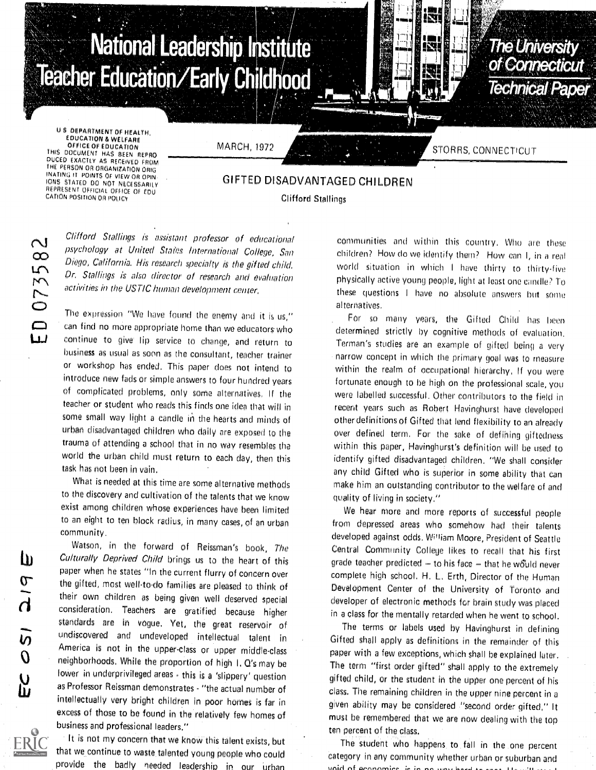# National Leadership Institute Teacher Education/Early Childhood

The University of Connecticut Technical Paper

U S DEPARTMENT OF HEALTH, EDUCATION & WELFARE OFFICE OF EDUCATION THIS DOCUMENT HAS BEEN REPRODUCED EXACTLY AS RECEIVED FROM THE PERSON OR ORGANIZATION ORIGINATING IT. POINTS OF VIEW OR OPINIONS STATED DO NOT NECESSARILY REPRESENT OFFICIAL OFFICE OF EDUCATION POSITION OR POLICY

MARCH, 1972

STORRS, CONNECTICUT

## GIFTED DISADVANTAGED CHILDREN

Clifford Stallings

ED 073582

EC 051 219E

*Clifford Stallings is assistant professor of educational psychology at United States International College, San Diego, California. His research specialty is the gifted child. Dr. Stallings is also director of research and evaluation activities in the USTIC human development center.*

The expression "We have found the enemy and it is us," can find no more appropriate home than we educators who continue to give lip service to change, and return to business as usual as soon as the consultant, teacher trainer or workshop has ended. This paper does not intend to introduce new fads or simple answers to four hundred years of complicated problems, only some alternatives. If the teacher or student who reads this finds one idea that will in some small way light a candle in the hearts and minds of urban disadvantaged children who daily are exposed to the trauma of attending a school that in no way resembles the world the urban child must return to each day, then this task has not been in vain.

What is needed at this time are some alternative methods to the discovery and cultivation of the talents that we know exist among children whose experiences have been limited to an eight to ten block radius, in many cases, of an urban community.

Watson, in the forward of Reissman's book, *The Culturally Deprived Child* brings us to the heart of this paper when he states "In the current flurry of concern over the gifted, most well-to-do families are pleased to think of their own children as being given well deserved special consideration. Teachers are gratified because higher standards are in vogue. Yet, the great reservoir of undiscovered and undeveloped intellectual talent in America is not in the upper-class or upper middle-class neighborhoods. While the proportion of high I. Q's may be lower in underprivileged areas - this is a 'slippery' question as Professor Reissman demonstrates - "the actual number of intellectually very bright children in poor homes is far in excess of those to be found in the relatively few homes of business and professional leaders."

It is not my concern that we know this talent exists, but that we continue to waste talented young people who could provide the badly needed leadership in our urban communities and within this country. Who are these children? How do we identify them? How can I, in a real world situation in which I have thirty to thirty-five physically active young people, light at least one candle? To these questions I have no absolute answers but some alternatives.

For so many years, the Gifted Child has been determined strictly by cognitive methods of evaluation. Terman's studies are an example of gifted being a very narrow concept in which the primary goal was to measure within the realm of occupational hierarchy. If you were fortunate enough to be high on the professional scale, you were labelled successful. Other contributors to the field in recent years such as Robert Havinghurst have developed other definitions of Gifted that lend flexibility to an already over defined term. For the sake of defining giftedness within this paper, Havinghurst's definition will be used to identify gifted disadvantaged children. "We shall consider any child Gifted who is superior in some ability that can make him an outstanding contributor to the welfare of and quality of living in society."

We hear more and more reports of successful people from depressed areas who somehow had their talents developed against odds. William Moore, President of Seattle Central Community College likes to recall that his first grade teacher predicted – to his face – that he would never complete high school. H. L. Erth, Director of the Human Development Center of the University of Toronto and developer of electronic methods for brain study was placed in a class for the mentally retarded when he went to school.

The terms or labels used by Havinghurst in defining Gifted shall apply as definitions in the remainder of this paper with a few exceptions, which shall be explained later. The term "first order gifted" shall apply to the extremely gifted child, or the student in the upper one percent of his class. The remaining children in the upper nine percent in a given ability may be considered "second order gifted." It must be remembered that we are now dealing with the top ten percent of the class.

The student who happens to fall in the one percent category in any community whether urban or suburban and void of economics, is in no way hard to spot. ...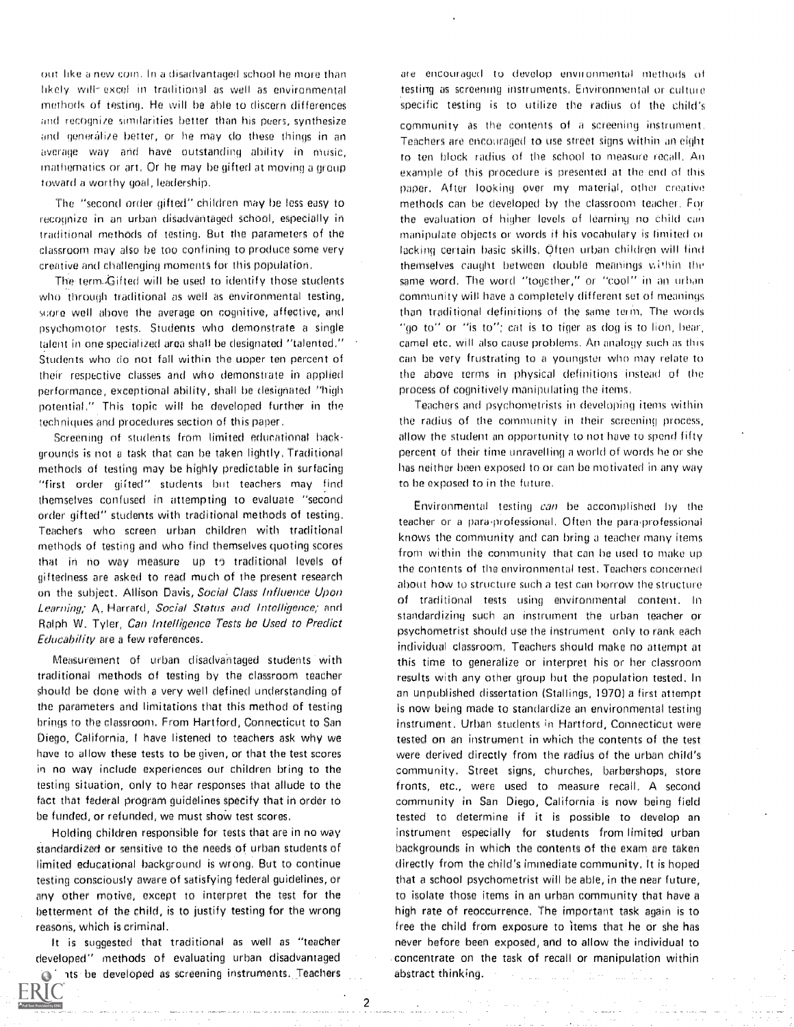out like a new coin. In a disadvantaged school he more than likely will excel in traditional as well as environmental methods of testing. He will be able to discern differences and recognize similarities better than his peers, synthesize and generalize better, or he may do these things in an average way and have outstanding ability in music, mathematics or art. Or he may be gifted at moving a group toward a worthy goal, leadership.

The "second order gifted" children may be less easy to recognize in an urban disadvantaged school, especially in traditional methods of testing. But the parameters of the classroom may also be too confining to produce some very creative and challenging moments for this population.

The term Gifted will be used to identify those students who through traditional as well as environmental testing, score well above the average on cognitive, affective, and psychomotor tests. Students who demonstrate a single talent in one specialized area shall be designated "talented." Students who do not fall within the upper ten percent of their respective classes and who demonstrate in applied performance, exceptional ability, shall be designated "high potential." This topic will be developed further in the techniques and procedures section of this paper.

Screening of students from limited educational backgrounds is not a task that can be taken lightly. Traditional methods of testing may be highly predictable in surfacing "first order gifted" students but teachers may find themselves confused in attempting to evaluate "second order gifted" students with traditional methods of testing. Teachers who screen urban children with traditional methods of testing and who find themselves quoting scores that in no way measure up to traditional levels of giftedness are asked to read much of the present research on the subject. Allison Davis, *Social Class Influence Upon Learning;* A. Harrard, *Social Status and Intelligence;* and Ralph W. Tyler, *Can Intelligence Tests be Used to Predict Educability* are a few references.

Measurement of urban disadvantaged students with traditional methods of testing by the classroom teacher should be done with a very well defined understanding of the parameters and limitations that this method of testing brings to the classroom. From Hartford, Connecticut to San Diego, California, I have listened to teachers ask why we have to allow these tests to be given, or that the test scores in no way include experiences our children bring to the testing situation, only to hear responses that allude to the fact that federal program guidelines specify that in order to be funded, or refunded, we must show test scores.

Holding children responsible for tests that are in no way standardized or sensitive to the needs of urban students of limited educational background is wrong. But to continue testing consciously aware of satisfying federal guidelines, or any other motive, except to interpret the test for the betterment of the child, is to justify testing for the wrong reasons, which is criminal.

It is suggested that traditional as well as "teacher developed" methods of evaluating urban disadvantaged students be developed as screening instruments. Teachers are encouraged to develop environmental methods of testing as screening instruments. Environmental or culture specific testing is to utilize the radius of the child's community as the contents of a screening instrument. Teachers are encouraged to use street signs within an eight to ten block radius of the school to measure recall. An example of this procedure is presented at the end of this paper. After looking over my material, other creative methods can be developed by the classroom teacher. For the evaluation of higher levels of learning no child can manipulate objects or words if his vocabulary is limited or lacking certain basic skills. Often urban children will find themselves caught between double meanings within the same word. The word "together," or "cool" in an urban community will have a completely different set of meanings than traditional definitions of the same term. The words "go to" or "is to"; cat is to tiger as dog is to lion, bear, camel etc. will also cause problems. An analogy such as this can be very frustrating to a youngster who may relate to the above terms in physical definitions instead of the process of cognitively manipulating the items.

Teachers and psychometrists in developing items within the radius of the community in their screening process, allow the student an opportunity to not have to spend fifty percent of their time unravelling a world of words he or she has neither been exposed to or can be motivated in any way to be exposed to in the future.

Environmental testing *can* be accomplished by the teacher or a para-professional. Often the para-professional knows the community and can bring a teacher many items from within the community that can be used to make up the contents of the environmental test. Teachers concerned about how to structure such a test can borrow the structure of traditional tests using environmental content. In standardizing such an instrument the urban teacher or psychometrist should use the instrument only to rank each individual classroom. Teachers should make no attempt at this time to generalize or interpret his or her classroom results with any other group but the population tested. In an unpublished dissertation (Stallings, 1970) a first attempt is now being made to standardize an environmental testing instrument. Urban students in Hartford, Connecticut were tested on an instrument in which the contents of the test were derived directly from the radius of the urban child's community. Street signs, churches, barbershops, store fronts, etc., were used to measure recall. A second community in San Diego, California is now being field tested to determine if it is possible to develop an instrument especially for students from limited urban backgrounds in which the contents of the exam are taken directly from the child's immediate community. It is hoped that a school psychometrist will be able, in the near future, to isolate those items in an urban community that have a high rate of reoccurrence. The important task again is to free the child from exposure to items that he or she has never before been exposed, and to allow the individual to concentrate on the task of recall or manipulation within abstract thinking.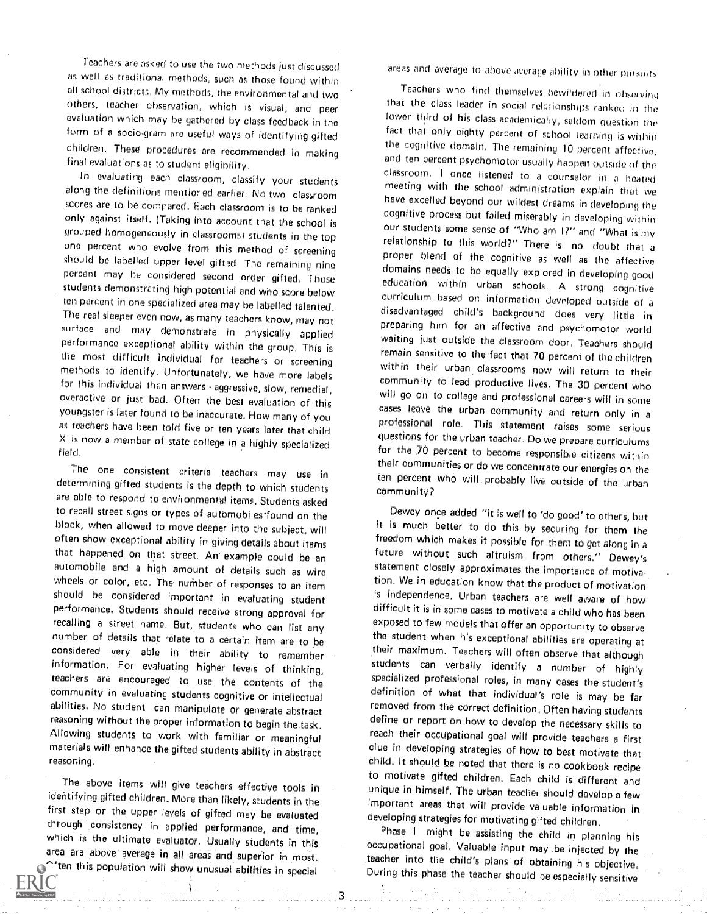Teachers are asked to use the two methods just discussed as well as traditional methods, such as those found within all school districts. My methods, the environmental and two others, teacher observation, which is visual, and peer evaluation which may be gathered by class feedback in the form of a socio-gram are useful ways of identifying gifted children. These procedures are recommended in making final evaluations as to student eligibility.

In evaluating each classroom, classify your students along the definitions mentioned earlier. No two classroom scores are to be compared. Each classroom is to be ranked only against itself. (Taking into account that the school is grouped homogeneously in classrooms) students in the top one percent who evolve from this method of screening should be labelled upper level gifted. The remaining nine percent may be considered second order gifted. Those students demonstrating high potential and who score below ten percent in one specialized area may be labelled talented. The real sleeper even now, as many teachers know, may not surface and may demonstrate in physically applied performance exceptional ability within the group. This is the most difficult individual for teachers or screening methods to identify. Unfortunately, we have more labels for this individual than answers - aggressive, slow, remedial, overactive or just bad. Often the best evaluation of this youngster is later found to be inaccurate. How many of you as teachers have been told five or ten years later that child X is now a member of state college in a highly specialized field.

The one consistent criteria teachers may use in determining gifted students is the depth to which students are able to respond to environmental items. Students asked to recall street signs or types of automobiles found on the block, when allowed to move deeper into the subject, will often show exceptional ability in giving details about items that happened on that street. An example could be an automobile and a high amount of details such as wire wheels or color, etc. The number of responses to an item should be considered important in evaluating student performance. Students should receive strong approval for recalling a street name. But, students who can list any number of details that relate to a certain item are to be considered very able in their ability to remember information. For evaluating higher levels of thinking, teachers are encouraged to use the contents of the community in evaluating students cognitive or intellectual abilities. No student can manipulate or generate abstract reasoning without the proper information to begin the task. Allowing students to work with familiar or meaningful materials will enhance the gifted students ability in abstract reasoning.

The above items will give teachers effective tools in identifying gifted children. More than likely, students in the first step or the upper levels of gifted may be evaluated through consistency in applied performance, and time, which is the ultimate evaluator. Usually students in this area are above average in all areas and superior in most. Often this population will show unusual abilities in special areas and average to above average ability in other pursuits.

Teachers who find themselves bewildered in observing that the class leader in social relationships ranked in the lower third of his class academically, seldom question the fact that only eighty percent of school learning is within the cognitive domain. The remaining 10 percent affective, and ten percent psychomotor usually happen outside of the classroom. I once listened to a counselor in a heated meeting with the school administration explain that we have excelled beyond our wildest dreams in developing the cognitive process but failed miserably in developing within our students some sense of "Who am I?" and "What is my relationship to this world?" There is no doubt that a proper blend of the cognitive as well as the affective domains needs to be equally explored in developing good education within urban schools. A strong cognitive curriculum based on information developed outside of a disadvantaged child's background does very little in preparing him for an affective and psychomotor world waiting just outside the classroom door. Teachers should remain sensitive to the fact that 70 percent of the children within their urban classrooms now will return to their community to lead productive lives. The 30 percent who will go on to college and professional careers will in some cases leave the urban community and return only in a professional role. This statement raises some serious questions for the urban teacher. Do we prepare curriculums for the 70 percent to become responsible citizens within their communities or do we concentrate our energies on the ten percent who will probably live outside of the urban community?

Dewey once added "it is well to 'do good' to others, but it is much better to do this by securing for them the freedom which makes it possible for them to get along in a future without such altruism from others." Dewey's statement closely approximates the importance of motivation. We in education know that the product of motivation is independence. Urban teachers are well aware of how difficult it is in some cases to motivate a child who has been exposed to few models that offer an opportunity to observe the student when his exceptional abilities are operating at their maximum. Teachers will often observe that although students can verbally identify a number of highly specialized professional roles, in many cases the student's definition of what that individual's role is may be far removed from the correct definition. Often having students define or report on how to develop the necessary skills to reach their occupational goal will provide teachers a first clue in developing strategies of how to best motivate that child. It should be noted that there is no cookbook recipe to motivate gifted children. Each child is different and unique in himself. The urban teacher should develop a few important areas that will provide valuable information in developing strategies for motivating gifted children.

Phase I might be assisting the child in planning his occupational goal. Valuable input may be injected by the teacher into the child's plans of obtaining his objective. During this phase the teacher should be especially sensitive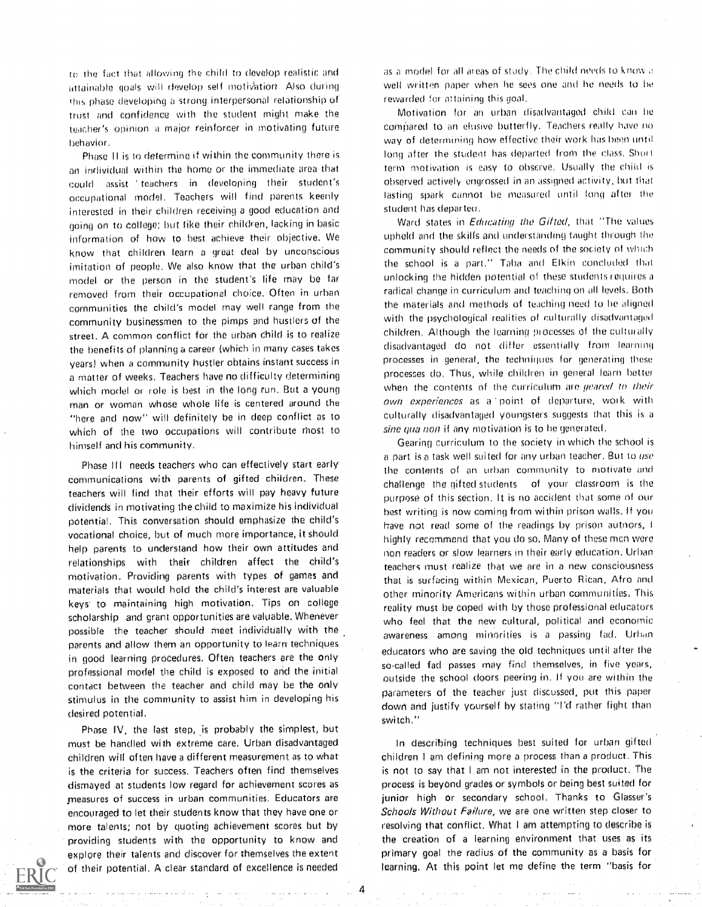to the fact that allowing the child to develop realistic and attainable goals will develop self motivation. Also during this phase developing a strong interpersonal relationship of trust and confidence with the student might make the teacher's opinion a major reinforcer in motivating future behavior.

Phase II is to determine if within the community there is an individual within the home or the immediate area that could assist teachers in developing their student's occupational model. Teachers will find parents keenly interested in their children receiving a good education and going on to college; but like their children, lacking in basic information of how to best achieve their objective. We know that children learn a great deal by unconscious imitation of people. We also know that the urban child's model or the person in the student's life may be far removed from their occupational choice. Often in urban communities the child's model may well range from the community businessmen to the pimps and hustlers of the street. A common conflict for the urban child is to realize the benefits of planning a career (which in many cases takes years) when a community hustler obtains instant success in a matter of weeks. Teachers have no difficulty determining which model or role is best in the long run. But a young man or woman whose whole life is centered around the "here and now" will definitely be in deep conflict as to which of the two occupations will contribute most to himself and his community.

Phase III needs teachers who can effectively start early communications with parents of gifted children. These teachers will find that their efforts will pay heavy future dividends in motivating the child to maximize his individual potential. This conversation should emphasize the child's vocational choice, but of much more importance, it should help parents to understand how their own attitudes and relationships with their children affect the child's motivation. Providing parents with types of games and materials that would hold the child's interest are valuable keys to maintaining high motivation. Tips on college scholarship and grant opportunities are valuable. Whenever possible the teacher should meet individually with the parents and allow them an opportunity to learn techniques in good learning procedures. Often teachers are the only professional model the child is exposed to and the initial contact between the teacher and child may be the only stimulus in the community to assist him in developing his desired potential.

Phase IV, the last step, is probably the simplest, but must be handled with extreme care. Urban disadvantaged children will often have a different measurement as to what is the criteria for success. Teachers often find themselves dismayed at students low regard for achievement scores as measures of success in urban communities. Educators are encouraged to let their students know that they have one or more talents; not by quoting achievement scores but by providing students with the opportunity to know and explore their talents and discover for themselves the extent of their potential. A clear standard of excellence is needed as a model for all areas of study. The child needs to know a well written paper when he sees one and he needs to be rewarded for attaining this goal.

Motivation for an urban disadvantaged child can be compared to an elusive butterfly. Teachers really have no way of determining how effective their work has been until long after the student has departed from the class. Short term motivation is easy to observe. Usually the child is observed actively engrossed in an assigned activity, but that lasting spark cannot be measured until long after the student has departed.

Ward states in *Educating the Gifted*, that "The values upheld and the skills and understanding taught through the community should reflect the needs of the society of which the school is a part." Taba and Elkin concluded that unlocking the hidden potential of these students requires a radical change in curriculum and teaching on all levels. Both the materials and methods of teaching need to be aligned with the psychological realities of culturally disadvantaged children. Although the learning processes of the culturally disadvantaged do not differ essentially from learning processes in general, the techniques for generating these processes do. Thus, while children in general learn better when the contents of the curriculum are *geared to their own experiences* as a point of departure, work with culturally disadvantaged youngsters suggests that this is a *sine qua non* if any motivation is to be generated.

Gearing curriculum to the society in which the school is a part is a task well suited for any urban teacher. But to *use* the contents of an urban community to motivate and challenge the gifted students of your classroom is the purpose of this section. It is no accident that some of our best writing is now coming from within prison walls. If you have not read some of the readings by prison authors, I highly recommend that you do so. Many of these men were non readers or slow learners in their early education. Urban teachers must realize that we are in a new consciousness that is surfacing within Mexican, Puerto Rican, Afro and other minority Americans within urban communities. This reality must be coped with by those professional educators who feel that the new cultural, political and economic awareness among minorities is a passing fad. Urban educators who are saving the old techniques until after the so-called fad passes may find themselves, in five years, outside the school doors peering in. If you are within the parameters of the teacher just discussed, put this paper down and justify yourself by stating "I'd rather fight than switch."

In describing techniques best suited for urban gifted children I am defining more a process than a product. This is not to say that I am not interested in the product. The process is beyond grades or symbols or being best suited for junior high or secondary school. Thanks to Glasser's *Schools Without Failure*, we are one written step closer to resolving that conflict. What I am attempting to describe is the creation of a learning environment that uses as its primary goal the radius of the community as a basis for learning. At this point let me define the term "basis for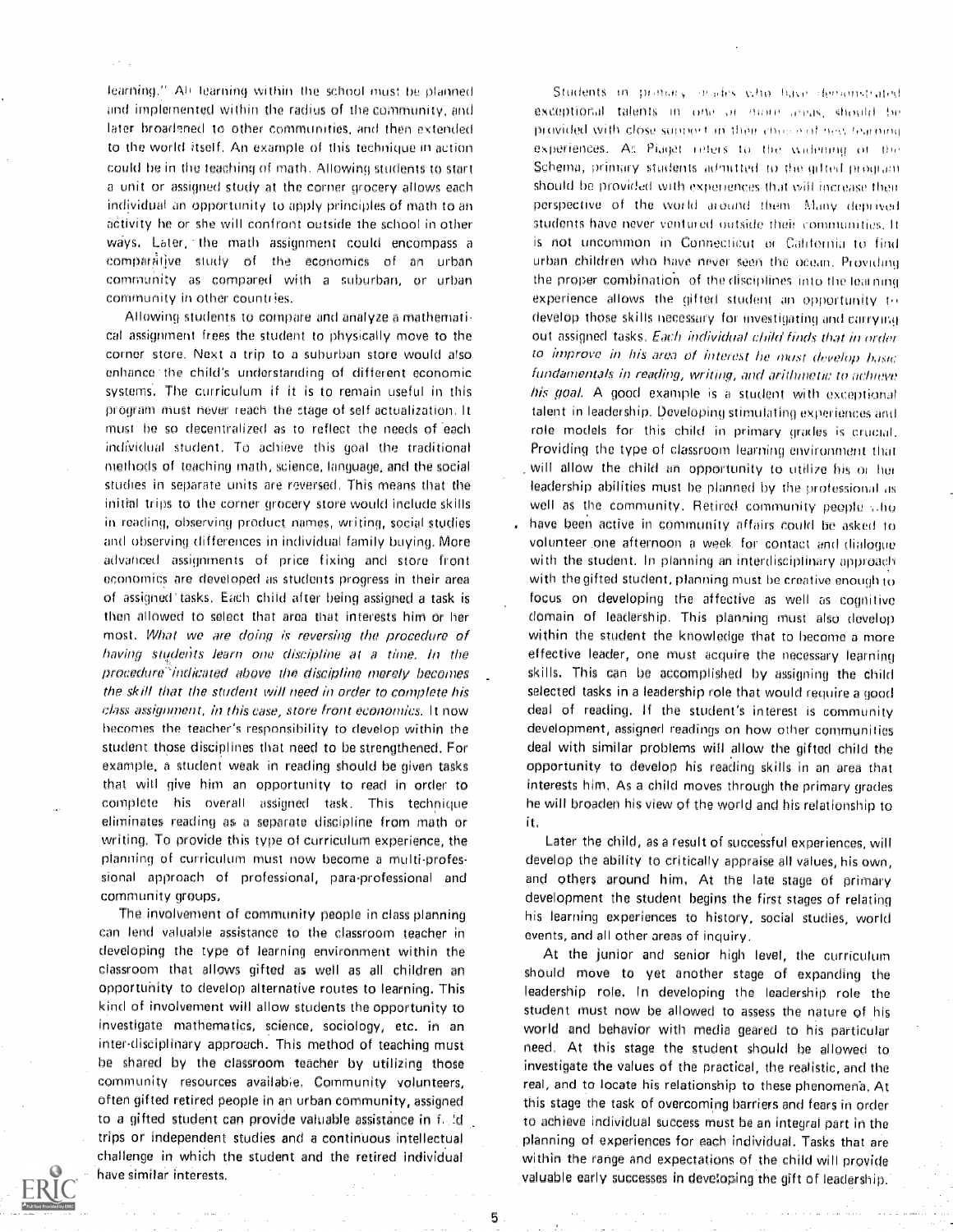learning." All learning within the school must be planned and implemented within the radius of the community, and later broadened to other communities, and then extended to the world itself. An example of this technique in action could be in the teaching of math. Allowing students to start a unit or assigned study at the corner grocery allows each individual an opportunity to apply principles of math to an activity he or she will confront outside the school in other ways. Later, the math assignment could encompass a comparative study of the economics of an urban community as compared with a suburban, or urban community in other countries.

Allowing students to compare and analyze a mathematical assignment frees the student to physically move to the corner store. Next a trip to a suburban store would also enhance the child's understanding of different economic systems. The curriculum if it is to remain useful in this program must never reach the stage of self actualization. It must be so decentralized as to reflect the needs of each individual student. To achieve this goal the traditional methods of teaching math, science, language, and the social studies in separate units are reversed. This means that the initial trips to the corner grocery store would include skills in reading, observing product names, writing, social studies and observing differences in individual family buying. More advanced assignments of price fixing and store front economics are developed as students progress in their area of assigned tasks. Each child after being assigned a task is then allowed to select that area that interests him or her most. *What we are doing is reversing the procedure of having students learn one discipline at a time. In the procedure indicated above the discipline merely becomes the skill that the student will need in order to complete his class assignment, in this case, store front economics.* It now becomes the teacher's responsibility to develop within the student those disciplines that need to be strengthened. For example, a student weak in reading should be given tasks that will give him an opportunity to read in order to complete his overall assigned task. This technique eliminates reading as a separate discipline from math or writing. To provide this type of curriculum experience, the planning of curriculum must now become a multi-professional approach of professional, para-professional and community groups.

The involvement of community people in class planning can lend valuable assistance to the classroom teacher in developing the type of learning environment within the classroom that allows gifted as well as all children an opportunity to develop alternative routes to learning. This kind of involvement will allow students the opportunity to investigate mathematics, science, sociology, etc. in an inter-disciplinary approach. This method of teaching must be shared by the classroom teacher by utilizing those community resources available. Community volunteers, often gifted retired people in an urban community, assigned to a gifted student can provide valuable assistance in field trips or independent studies and a continuous intellectual challenge in which the student and the retired individual have similar interests.

Students in primary grades who have demonstrated exceptional talents in one or more areas, should be provided with close support in their choice of new learning experiences. As Piaget refers to the widening of the Schema, primary students admitted to the gifted program should be provided with experiences that will increase their perspective of the world around them. Many deprived students have never ventured outside their communities. It is not uncommon in Connecticut or California to find urban children who have never seen the ocean. Providing the proper combination of the disciplines into the learning experience allows the gifted student an opportunity to develop those skills necessary for investigating and carrying out assigned tasks. *Each individual child finds that in order to improve in his area of interest he must develop basic fundamentals in reading, writing, and arithmetic to achieve his goal.* A good example is a student with exceptional talent in leadership. Developing stimulating experiences and role models for this child in primary grades is crucial. Providing the type of classroom learning environment that will allow the child an opportunity to utilize his or her leadership abilities must be planned by the professional as well as the community. Retired community people who have been active in community affairs could be asked to volunteer one afternoon a week for contact and dialogue with the student. In planning an interdisciplinary approach with the gifted student, planning must be creative enough to focus on developing the affective as well as cognitive domain of leadership. This planning must also develop within the student the knowledge that to become a more effective leader, one must acquire the necessary learning skills. This can be accomplished by assigning the child selected tasks in a leadership role that would require a good deal of reading. If the student's interest is community development, assigned readings on how other communities deal with similar problems will allow the gifted child the opportunity to develop his reading skills in an area that interests him. As a child moves through the primary grades he will broaden his view of the world and his relationship to it.

Later the child, as a result of successful experiences, will develop the ability to critically appraise all values, his own, and others around him. At the late stage of primary development the student begins the first stages of relating his learning experiences to history, social studies, world events, and all other areas of inquiry.

At the junior and senior high level, the curriculum should move to yet another stage of expanding the leadership role. In developing the leadership role the student must now be allowed to assess the nature of his world and behavior with media geared to his particular need. At this stage the student should be allowed to investigate the values of the practical, the realistic, and the real, and to locate his relationship to these phenomena. At this stage the task of overcoming barriers and fears in order to achieve individual success must be an integral part in the planning of experiences for each individual. Tasks that are within the range and expectations of the child will provide valuable early successes in developing the gift of leadership.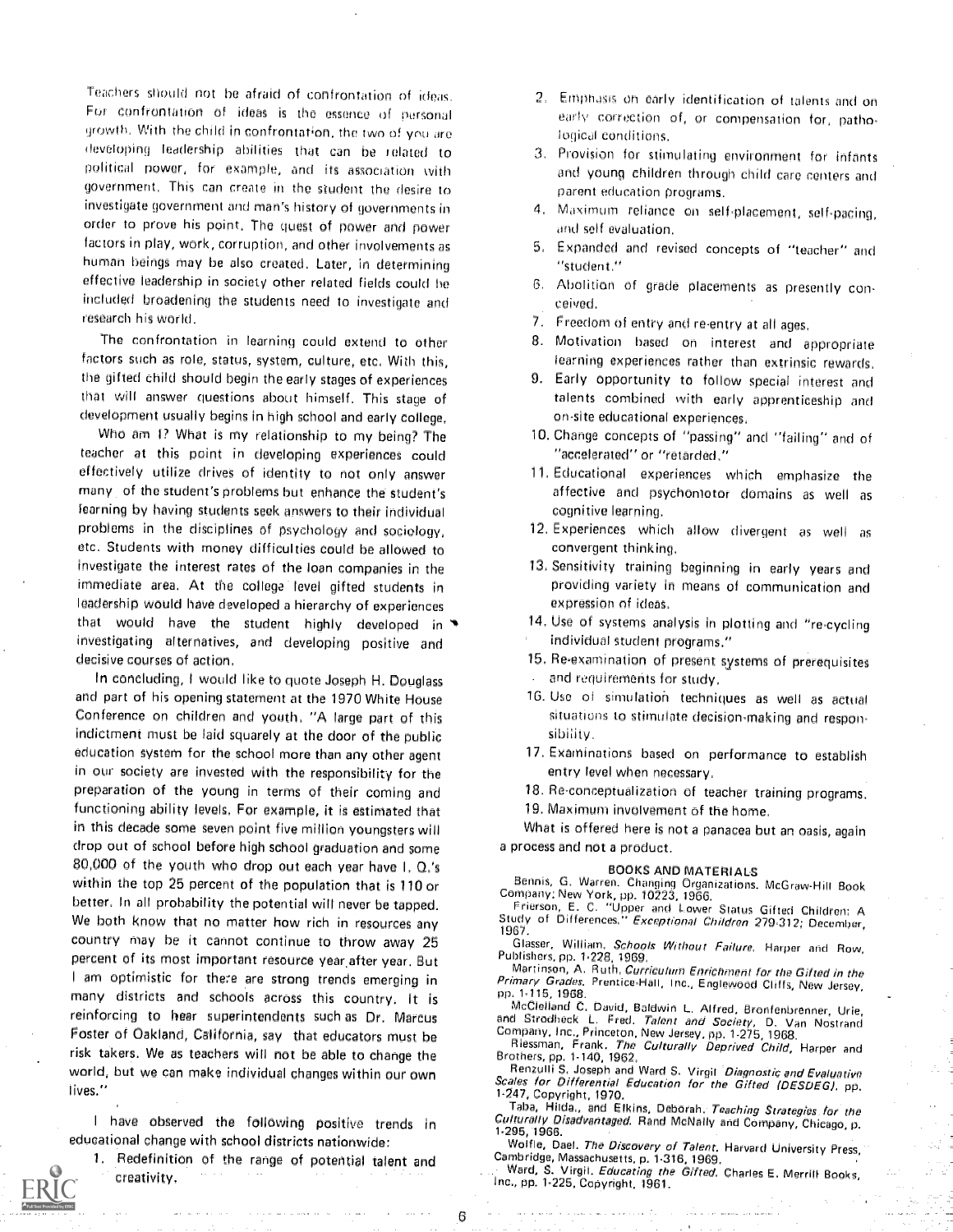Teachers should not be afraid of confrontation of ideas. For confrontation of ideas is the essence of personal growth. With the child in confrontation, the two of you are developing leadership abilities that can be related to political power, for example, and its association with government. This can create in the student the desire to investigate government and man's history of governments in order to prove his point. The quest of power and power factors in play, work, corruption, and other involvements as human beings may be also created. Later, in determining effective leadership in society other related fields could be included broadening the students need to investigate and research his world.

The confrontation in learning could extend to other factors such as role, status, system, culture, etc. With this, the gifted child should begin the early stages of experiences that will answer questions about himself. This stage of development usually begins in high school and early college.

Who am I? What is my relationship to my being? The teacher at this point in developing experiences could effectively utilize drives of identity to not only answer many of the student's problems but enhance the student's learning by having students seek answers to their individual problems in the disciplines of psychology and sociology, etc. Students with money difficulties could be allowed to investigate the interest rates of the loan companies in the immediate area. At the college level gifted students in leadership would have developed a hierarchy of experiences that would have the student highly developed in investigating alternatives, and developing positive and decisive courses of action.

In concluding, I would like to quote Joseph H. Douglass and part of his opening statement at the 1970 White House Conference on children and youth. "A large part of this indictment must be laid squarely at the door of the public education system for the school more than any other agent in our society are invested with the responsibility for the preparation of the young in terms of their coming and functioning ability levels. For example, it is estimated that in this decade some seven point five million youngsters will drop out of school before high school graduation and some 80,000 of the youth who drop out each year have I. Q.'s within the top 25 percent of the population that is 110 or better. In all probability the potential will never be tapped. We both know that no matter how rich in resources any country may be it cannot continue to throw away 25 percent of its most important resource year after year. But I am optimistic for there are strong trends emerging in many districts and schools across this country. It is reinforcing to hear superintendents such as Dr. Marcus Foster of Oakland, California, say that educators must be risk takers. We as teachers will not be able to change the world, but we can make individual changes within our own lives."

I have observed the following positive trends in educational change with school districts nationwide:

1. Redefinition of the range of potential talent and creativity.
2. Emphasis on early identification of talents and on early correction of, or compensation for, pathological conditions.
3. Provision for stimulating environment for infants and young children through child care centers and parent education programs.
4. Maximum reliance on self-placement, self-pacing, and self evaluation.
5. Expanded and revised concepts of "teacher" and "student."
6. Abolition of grade placements as presently conceived.
7. Freedom of entry and re-entry at all ages.
8. Motivation based on interest and appropriate learning experiences rather than extrinsic rewards.
9. Early opportunity to follow special interest and talents combined with early apprenticeship and on-site educational experiences.
10. Change concepts of "passing" and "failing" and of "accelerated" or "retarded."
11. Educational experiences which emphasize the affective and psychomotor domains as well as cognitive learning.
12. Experiences which allow divergent as well as convergent thinking.
13. Sensitivity training beginning in early years and providing variety in means of communication and expression of ideas.
14. Use of systems analysis in plotting and "re-cycling individual student programs."
15. Re-examination of present systems of prerequisites and requirements for study.
16. Use of simulation techniques as well as actual situations to stimulate decision-making and responsibility.
17. Examinations based on performance to establish entry level when necessary.
18. Re-conceptualization of teacher training programs.
19. Maximum involvement of the home.

What is offered here is not a panacea but an oasis, again a process and not a product.

## BOOKS AND MATERIALS

Bennis, G. Warren. Changing Organizations. McGraw-Hill Book Company; New York, pp. 10223, 1966.

Frierson, E. C. "Upper and Lower Status Gifted Children: A Study of Differences." *Exceptional Children* 279-312; December, 1967.

Glasser, William. *Schools Without Failure.* Harper and Row, Publishers, pp. 1-228, 1969.

Martinson, A. Ruth. *Curriculum Enrichment for the Gifted in the Primary Grades.* Prentice-Hall, Inc., Englewood Cliffs, New Jersey, pp. 1-115, 1968.

McClelland C. David, Baldwin L. Alfred, Bronfenbrenner, Urie, and Strodbeck L. Fred. *Talent and Society,* D. Van Nostrand Company, Inc., Princeton, New Jersey, pp. 1-275, 1968.

Riessman, Frank. *The Culturally Deprived Child,* Harper and Brothers, pp. 1-140, 1962.

Renzulli S. Joseph and Ward S. Virgil *Diagnostic and Evaluative Scales for Differential Education for the Gifted (DESDEG),* pp. 1-247, Copyright, 1970.

Taba, Hilda., and Elkins, Deborah. *Teaching Strategies for the Culturally Disadvantaged,* Rand McNally and Company, Chicago, p. 1-295, 1966.

Wolfle, Dael. *The Discovery of Talent.* Harvard University Press, Cambridge, Massachusetts, p. 1-316, 1969.

Ward, S. Virgil. *Educating the Gifted.* Charles E. Merrill Books, Inc., pp. 1-225, Copyright, 1961.